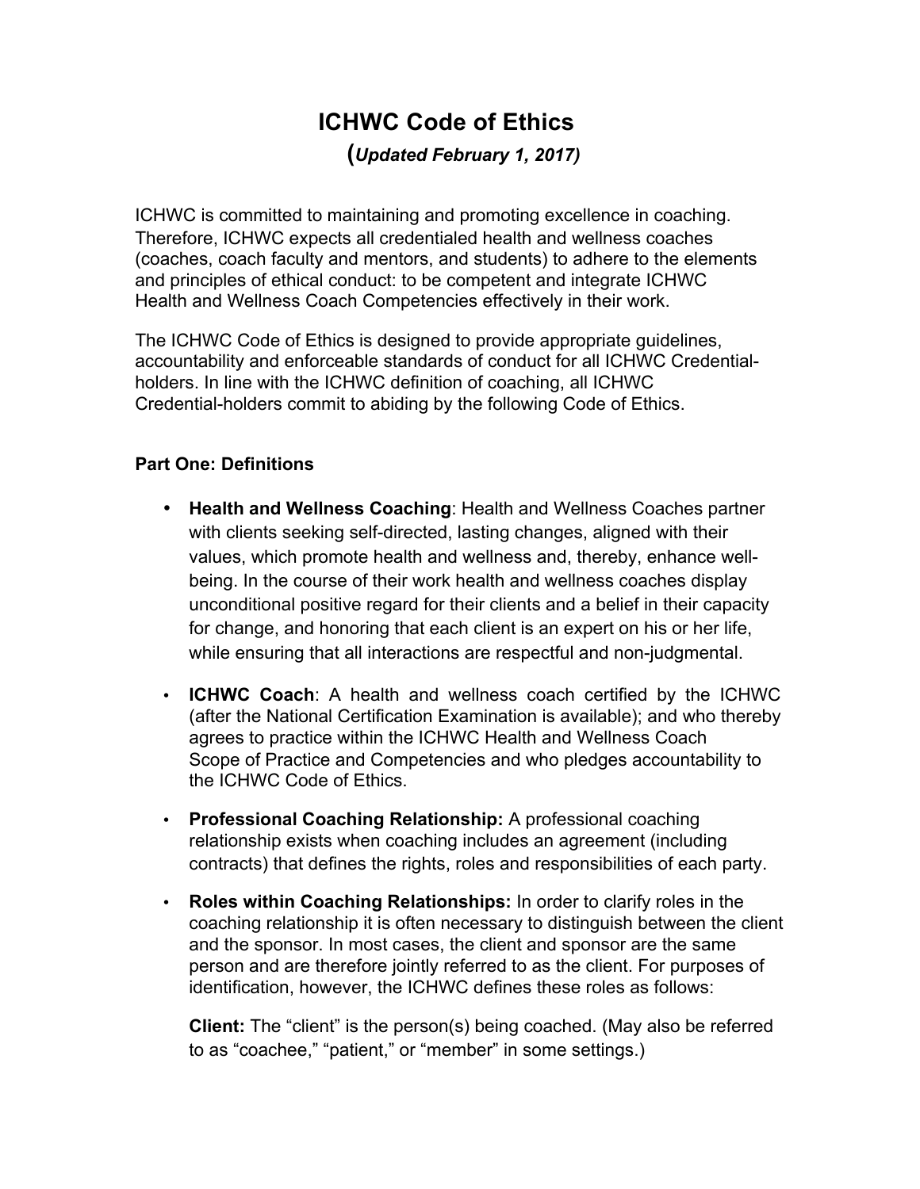# ICHWC Code of Ethics

***(Updated February 1, 2017)***

ICHWC is committed to maintaining and promoting excellence in coaching. Therefore, ICHWC expects all credentialed health and wellness coaches (coaches, coach faculty and mentors, and students) to adhere to the elements and principles of ethical conduct: to be competent and integrate ICHWC Health and Wellness Coach Competencies effectively in their work.

The ICHWC Code of Ethics is designed to provide appropriate guidelines, accountability and enforceable standards of conduct for all ICHWC Credential-holders. In line with the ICHWC definition of coaching, all ICHWC Credential-holders commit to abiding by the following Code of Ethics.

**Part One: Definitions**

- **Health and Wellness Coaching**: Health and Wellness Coaches partner with clients seeking self-directed, lasting changes, aligned with their values, which promote health and wellness and, thereby, enhance well-being. In the course of their work health and wellness coaches display unconditional positive regard for their clients and a belief in their capacity for change, and honoring that each client is an expert on his or her life, while ensuring that all interactions are respectful and non-judgmental.
- **ICHWC Coach**: A health and wellness coach certified by the ICHWC (after the National Certification Examination is available); and who thereby agrees to practice within the ICHWC Health and Wellness Coach Scope of Practice and Competencies and who pledges accountability to the ICHWC Code of Ethics.
- **Professional Coaching Relationship:** A professional coaching relationship exists when coaching includes an agreement (including contracts) that defines the rights, roles and responsibilities of each party.
- **Roles within Coaching Relationships:** In order to clarify roles in the coaching relationship it is often necessary to distinguish between the client and the sponsor. In most cases, the client and sponsor are the same person and are therefore jointly referred to as the client. For purposes of identification, however, the ICHWC defines these roles as follows:

  **Client:** The "client" is the person(s) being coached. (May also be referred to as "coachee," "patient," or "member" in some settings.)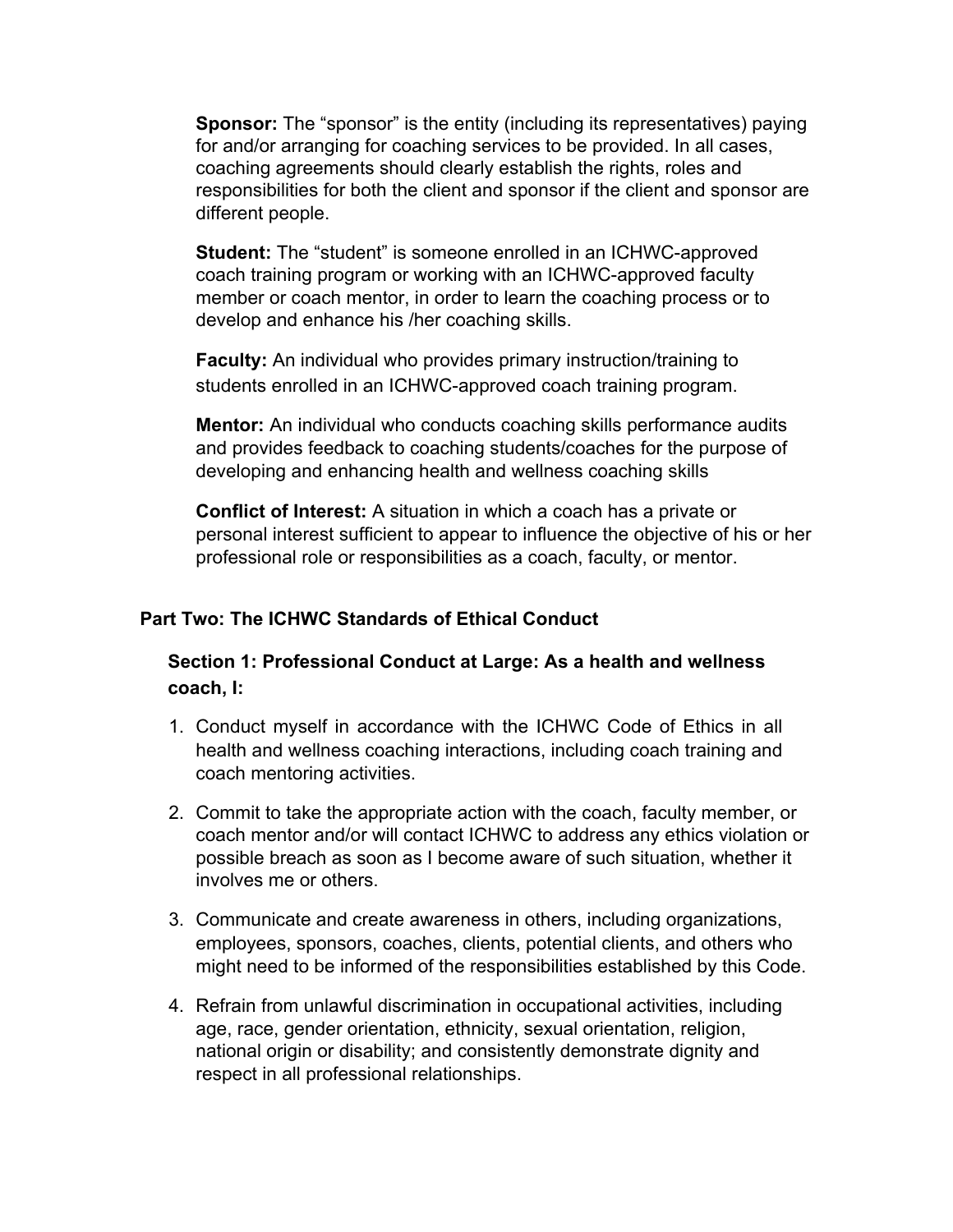**Sponsor:** The "sponsor" is the entity (including its representatives) paying for and/or arranging for coaching services to be provided. In all cases, coaching agreements should clearly establish the rights, roles and responsibilities for both the client and sponsor if the client and sponsor are different people.

**Student:** The "student" is someone enrolled in an ICHWC-approved coach training program or working with an ICHWC-approved faculty member or coach mentor, in order to learn the coaching process or to develop and enhance his /her coaching skills.

**Faculty:** An individual who provides primary instruction/training to students enrolled in an ICHWC-approved coach training program.

**Mentor:** An individual who conducts coaching skills performance audits and provides feedback to coaching students/coaches for the purpose of developing and enhancing health and wellness coaching skills

**Conflict of Interest:** A situation in which a coach has a private or personal interest sufficient to appear to influence the objective of his or her professional role or responsibilities as a coach, faculty, or mentor.

## Part Two: The ICHWC Standards of Ethical Conduct

### Section 1: Professional Conduct at Large: As a health and wellness coach, I:

1. Conduct myself in accordance with the ICHWC Code of Ethics in all health and wellness coaching interactions, including coach training and coach mentoring activities.
2. Commit to take the appropriate action with the coach, faculty member, or coach mentor and/or will contact ICHWC to address any ethics violation or possible breach as soon as I become aware of such situation, whether it involves me or others.
3. Communicate and create awareness in others, including organizations, employees, sponsors, coaches, clients, potential clients, and others who might need to be informed of the responsibilities established by this Code.
4. Refrain from unlawful discrimination in occupational activities, including age, race, gender orientation, ethnicity, sexual orientation, religion, national origin or disability; and consistently demonstrate dignity and respect in all professional relationships.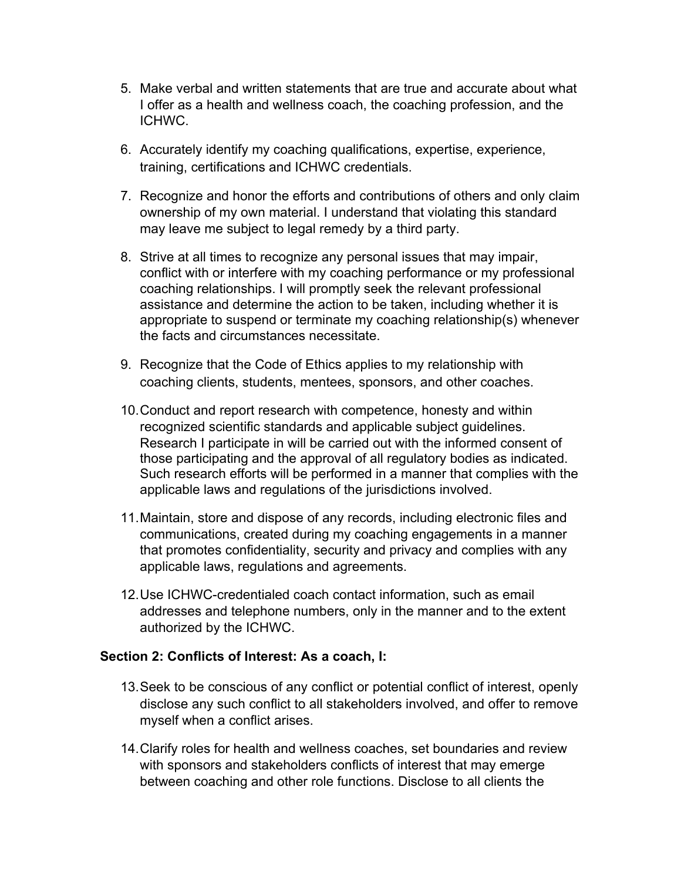5. Make verbal and written statements that are true and accurate about what I offer as a health and wellness coach, the coaching profession, and the ICHWC.

6. Accurately identify my coaching qualifications, expertise, experience, training, certifications and ICHWC credentials.

7. Recognize and honor the efforts and contributions of others and only claim ownership of my own material. I understand that violating this standard may leave me subject to legal remedy by a third party.

8. Strive at all times to recognize any personal issues that may impair, conflict with or interfere with my coaching performance or my professional coaching relationships. I will promptly seek the relevant professional assistance and determine the action to be taken, including whether it is appropriate to suspend or terminate my coaching relationship(s) whenever the facts and circumstances necessitate.

9. Recognize that the Code of Ethics applies to my relationship with coaching clients, students, mentees, sponsors, and other coaches.

10. Conduct and report research with competence, honesty and within recognized scientific standards and applicable subject guidelines. Research I participate in will be carried out with the informed consent of those participating and the approval of all regulatory bodies as indicated. Such research efforts will be performed in a manner that complies with the applicable laws and regulations of the jurisdictions involved.

11. Maintain, store and dispose of any records, including electronic files and communications, created during my coaching engagements in a manner that promotes confidentiality, security and privacy and complies with any applicable laws, regulations and agreements.

12. Use ICHWC-credentialed coach contact information, such as email addresses and telephone numbers, only in the manner and to the extent authorized by the ICHWC.

**Section 2: Conflicts of Interest: As a coach, I:**

13. Seek to be conscious of any conflict or potential conflict of interest, openly disclose any such conflict to all stakeholders involved, and offer to remove myself when a conflict arises.

14. Clarify roles for health and wellness coaches, set boundaries and review with sponsors and stakeholders conflicts of interest that may emerge between coaching and other role functions. Disclose to all clients the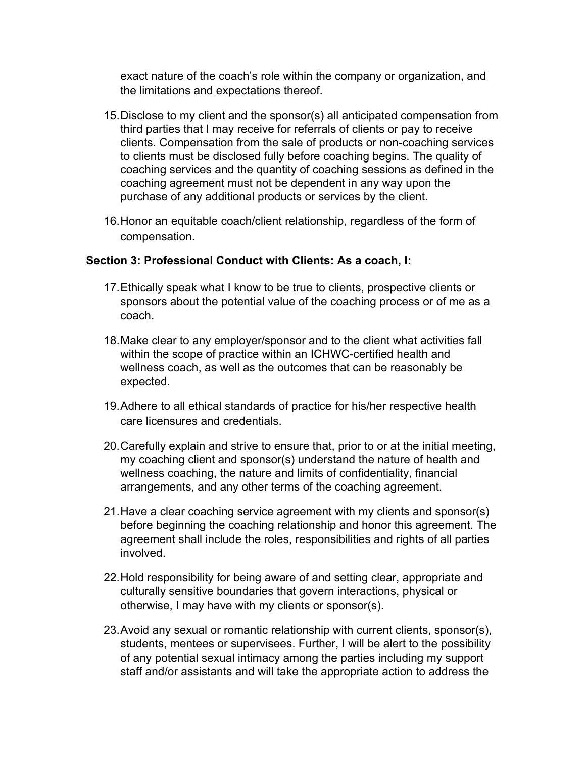exact nature of the coach's role within the company or organization, and the limitations and expectations thereof.

15. Disclose to my client and the sponsor(s) all anticipated compensation from third parties that I may receive for referrals of clients or pay to receive clients. Compensation from the sale of products or non-coaching services to clients must be disclosed fully before coaching begins. The quality of coaching services and the quantity of coaching sessions as defined in the coaching agreement must not be dependent in any way upon the purchase of any additional products or services by the client.

16. Honor an equitable coach/client relationship, regardless of the form of compensation.

**Section 3: Professional Conduct with Clients: As a coach, I:**

17. Ethically speak what I know to be true to clients, prospective clients or sponsors about the potential value of the coaching process or of me as a coach.

18. Make clear to any employer/sponsor and to the client what activities fall within the scope of practice within an ICHWC-certified health and wellness coach, as well as the outcomes that can be reasonably be expected.

19. Adhere to all ethical standards of practice for his/her respective health care licensures and credentials.

20. Carefully explain and strive to ensure that, prior to or at the initial meeting, my coaching client and sponsor(s) understand the nature of health and wellness coaching, the nature and limits of confidentiality, financial arrangements, and any other terms of the coaching agreement.

21. Have a clear coaching service agreement with my clients and sponsor(s) before beginning the coaching relationship and honor this agreement. The agreement shall include the roles, responsibilities and rights of all parties involved.

22. Hold responsibility for being aware of and setting clear, appropriate and culturally sensitive boundaries that govern interactions, physical or otherwise, I may have with my clients or sponsor(s).

23. Avoid any sexual or romantic relationship with current clients, sponsor(s), students, mentees or supervisees. Further, I will be alert to the possibility of any potential sexual intimacy among the parties including my support staff and/or assistants and will take the appropriate action to address the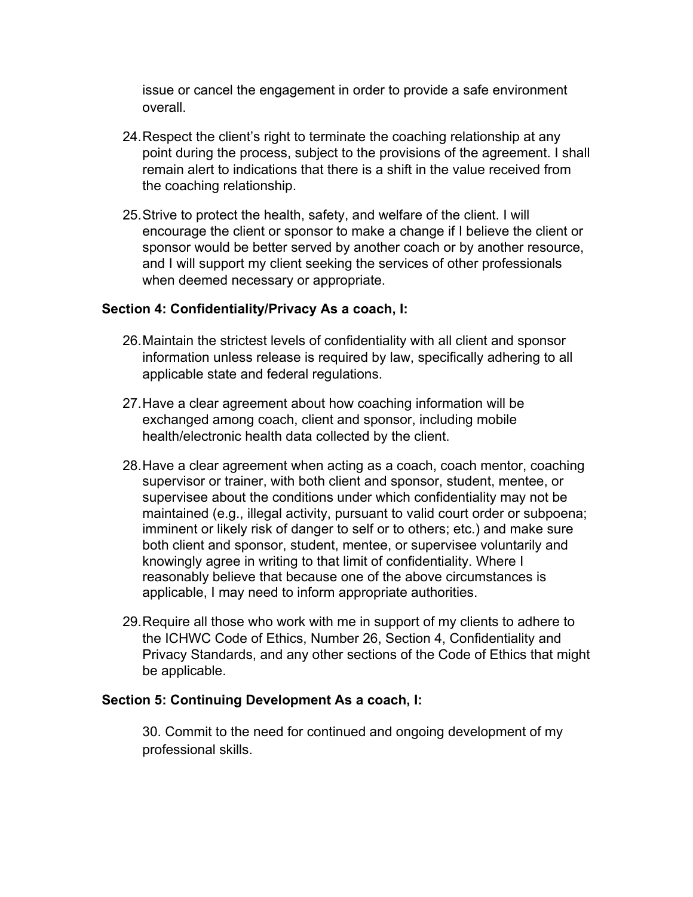issue or cancel the engagement in order to provide a safe environment overall.

24. Respect the client's right to terminate the coaching relationship at any point during the process, subject to the provisions of the agreement. I shall remain alert to indications that there is a shift in the value received from the coaching relationship.

25. Strive to protect the health, safety, and welfare of the client. I will encourage the client or sponsor to make a change if I believe the client or sponsor would be better served by another coach or by another resource, and I will support my client seeking the services of other professionals when deemed necessary or appropriate.

**Section 4: Confidentiality/Privacy As a coach, I:**

26. Maintain the strictest levels of confidentiality with all client and sponsor information unless release is required by law, specifically adhering to all applicable state and federal regulations.

27. Have a clear agreement about how coaching information will be exchanged among coach, client and sponsor, including mobile health/electronic health data collected by the client.

28. Have a clear agreement when acting as a coach, coach mentor, coaching supervisor or trainer, with both client and sponsor, student, mentee, or supervisee about the conditions under which confidentiality may not be maintained (e.g., illegal activity, pursuant to valid court order or subpoena; imminent or likely risk of danger to self or to others; etc.) and make sure both client and sponsor, student, mentee, or supervisee voluntarily and knowingly agree in writing to that limit of confidentiality. Where I reasonably believe that because one of the above circumstances is applicable, I may need to inform appropriate authorities.

29. Require all those who work with me in support of my clients to adhere to the ICHWC Code of Ethics, Number 26, Section 4, Confidentiality and Privacy Standards, and any other sections of the Code of Ethics that might be applicable.

**Section 5: Continuing Development As a coach, I:**

30. Commit to the need for continued and ongoing development of my professional skills.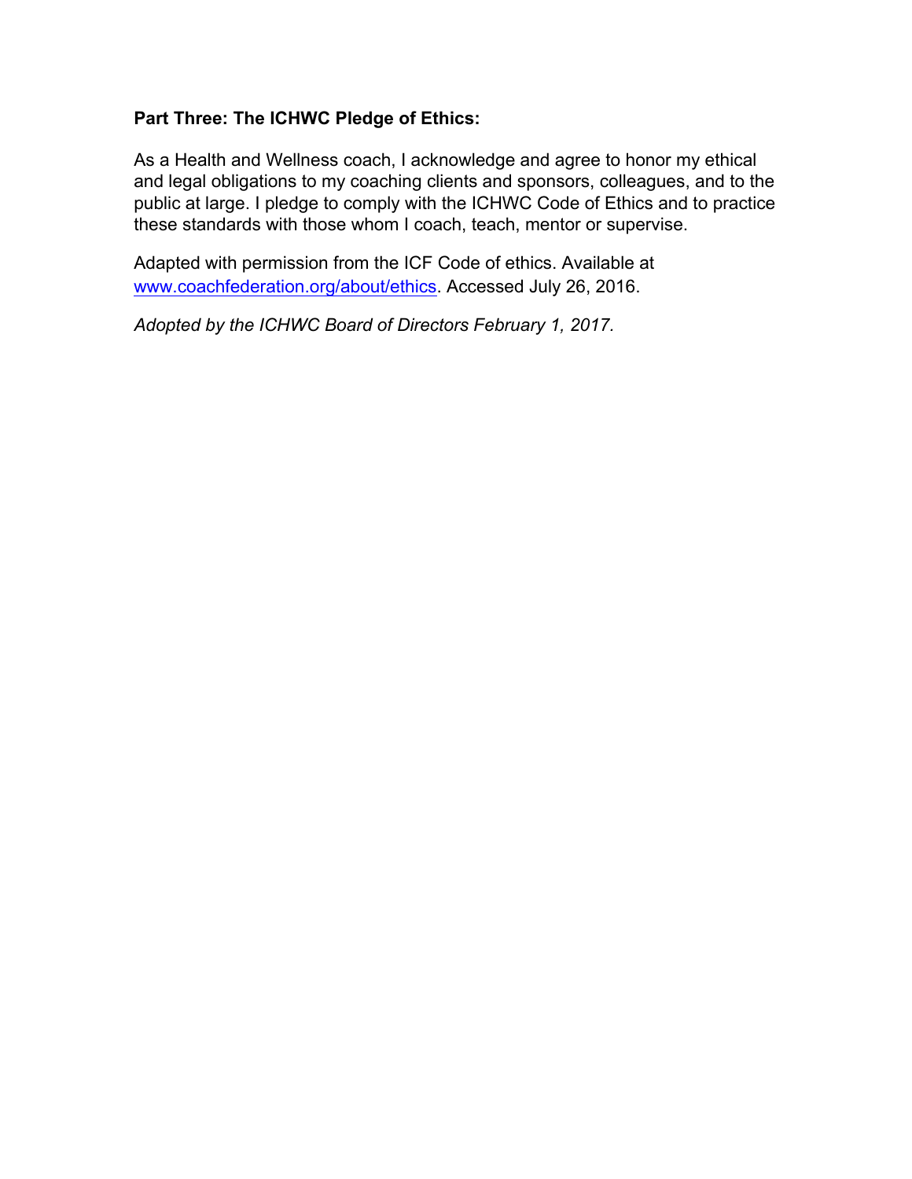**Part Three: The ICHWC Pledge of Ethics:**

As a Health and Wellness coach, I acknowledge and agree to honor my ethical and legal obligations to my coaching clients and sponsors, colleagues, and to the public at large. I pledge to comply with the ICHWC Code of Ethics and to practice these standards with those whom I coach, teach, mentor or supervise.

Adapted with permission from the ICF Code of ethics. Available at [www.coachfederation.org/about/ethics](http://www.coachfederation.org/about/ethics). Accessed July 26, 2016.

*Adopted by the ICHWC Board of Directors February 1, 2017.*